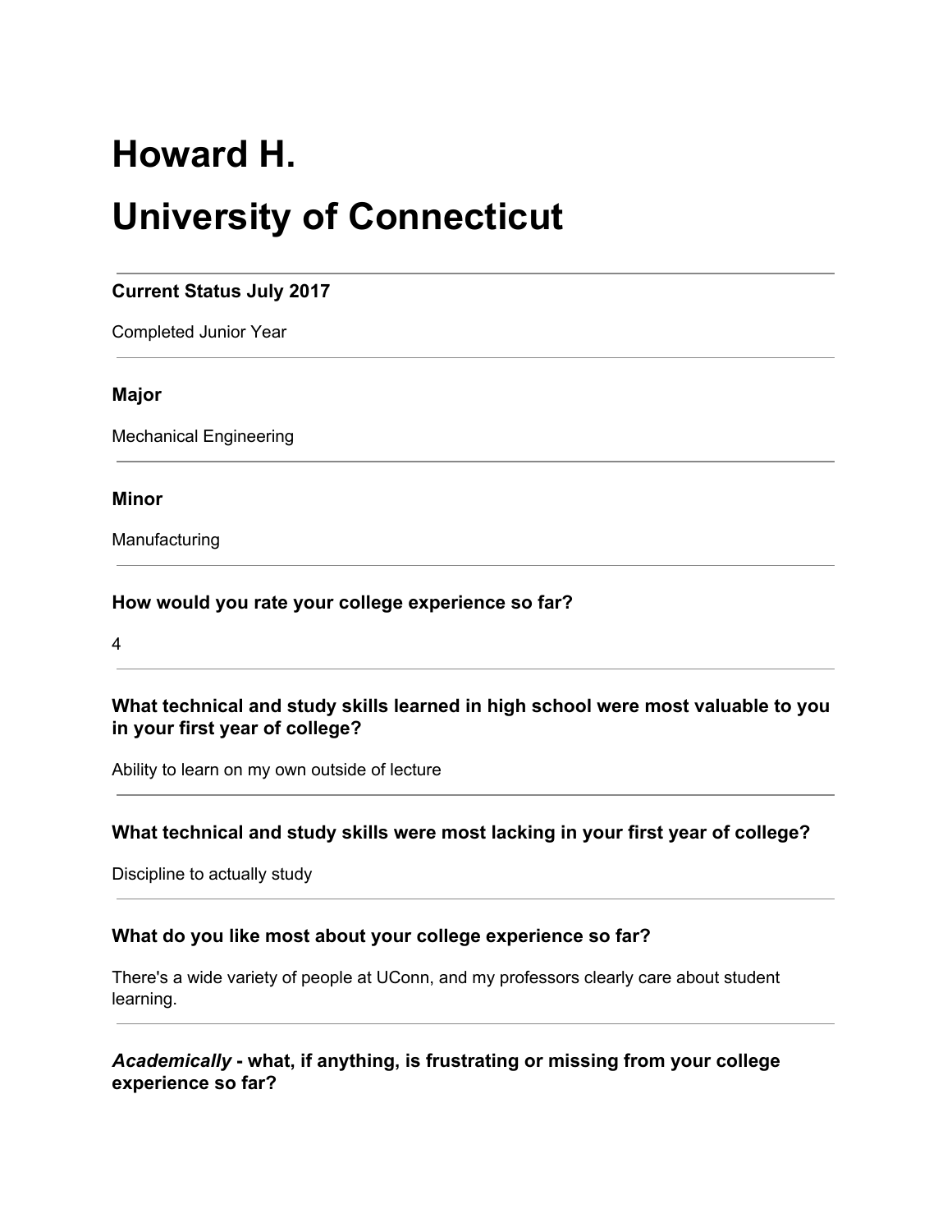# Howard H.

# University of Connecticut

---

**Current Status July 2017**

Completed Junior Year

---

**Major**

Mechanical Engineering

---

**Minor**

Manufacturing

---

**How would you rate your college experience so far?**

4

---

**What technical and study skills learned in high school were most valuable to you in your first year of college?**

Ability to learn on my own outside of lecture

---

**What technical and study skills were most lacking in your first year of college?**

Discipline to actually study

---

**What do you like most about your college experience so far?**

There's a wide variety of people at UConn, and my professors clearly care about student learning.

---

***Academically* - what, if anything, is frustrating or missing from your college experience so far?**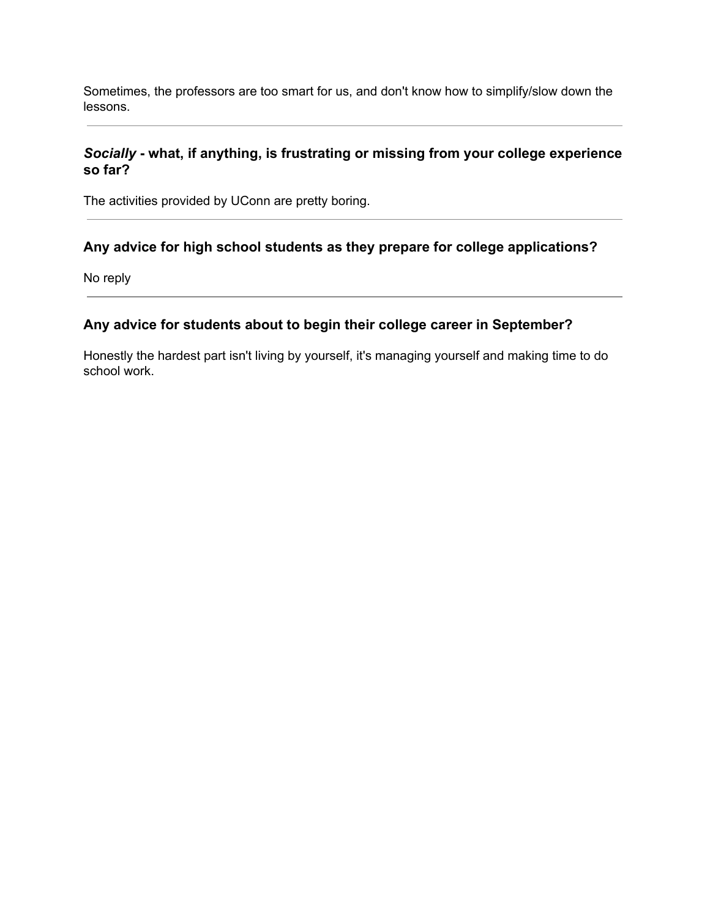Sometimes, the professors are too smart for us, and don't know how to simplify/slow down the lessons.

---

### ***Socially*** **- what, if anything, is frustrating or missing from your college experience so far?**

The activities provided by UConn are pretty boring.

---

### Any advice for high school students as they prepare for college applications?

No reply

---

### Any advice for students about to begin their college career in September?

Honestly the hardest part isn't living by yourself, it's managing yourself and making time to do school work.